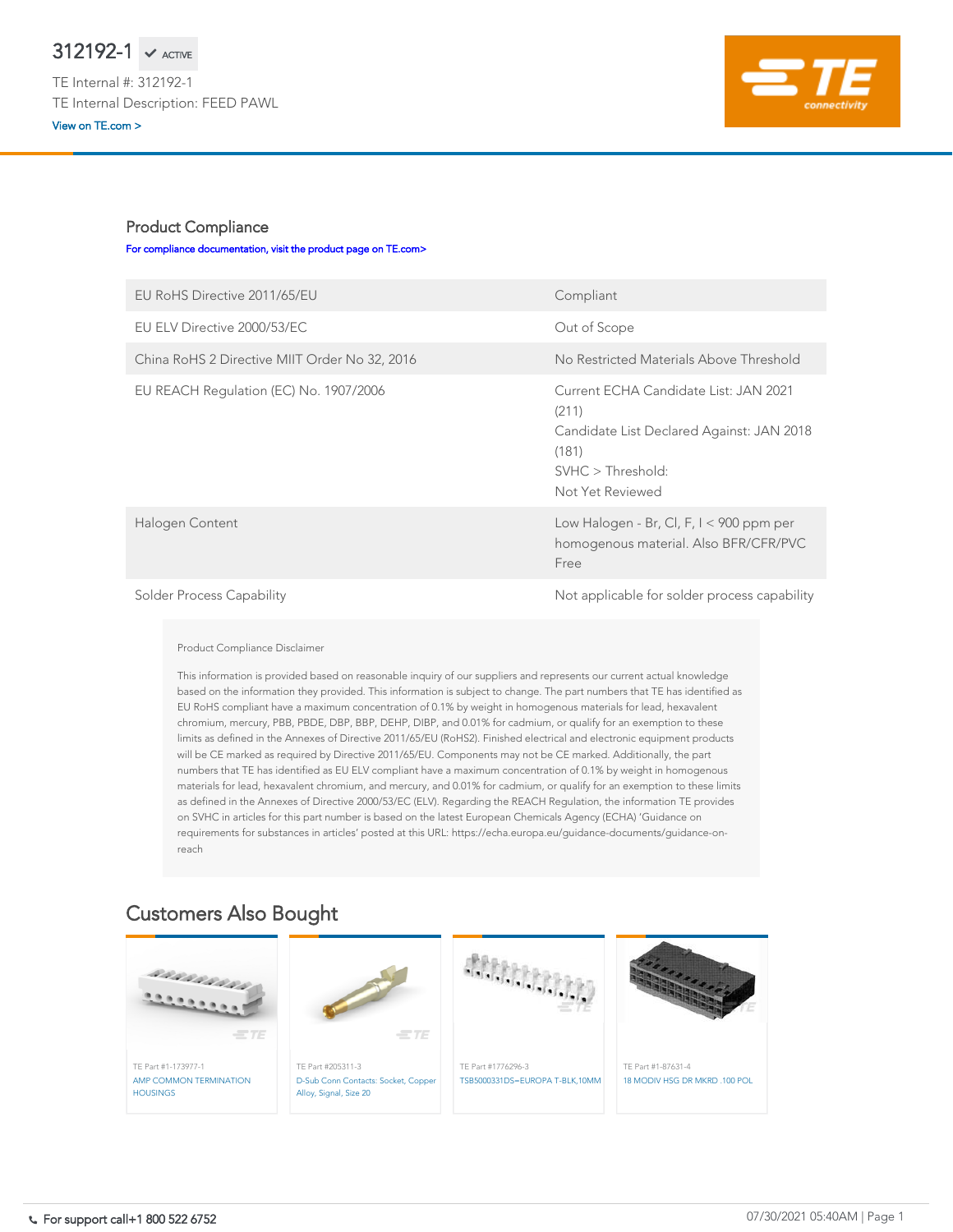# 312192-1 ✔ ACTIVE

TE Internal #: 312192-1

TE Internal Description: FEED PAWL

View on TE.com >

## Product Compliance

For compliance documentation, visit the product page on TE.com>

| | |
|---|---|
| EU RoHS Directive 2011/65/EU | Compliant |
| EU ELV Directive 2000/53/EC | Out of Scope |
| China RoHS 2 Directive MIIT Order No 32, 2016 | No Restricted Materials Above Threshold |
| EU REACH Regulation (EC) No. 1907/2006 | Current ECHA Candidate List: JAN 2021 (211)<br>Candidate List Declared Against: JAN 2018 (181)<br>SVHC > Threshold:<br>Not Yet Reviewed |
| Halogen Content | Low Halogen - Br, Cl, F, I < 900 ppm per homogenous material. Also BFR/CFR/PVC Free |
| Solder Process Capability | Not applicable for solder process capability |

Product Compliance Disclaimer

This information is provided based on reasonable inquiry of our suppliers and represents our current actual knowledge based on the information they provided. This information is subject to change. The part numbers that TE has identified as EU RoHS compliant have a maximum concentration of 0.1% by weight in homogenous materials for lead, hexavalent chromium, mercury, PBB, PBDE, DBP, BBP, DEHP, DIBP, and 0.01% for cadmium, or qualify for an exemption to these limits as defined in the Annexes of Directive 2011/65/EU (RoHS2). Finished electrical and electronic equipment products will be CE marked as required by Directive 2011/65/EU. Components may not be CE marked. Additionally, the part numbers that TE has identified as EU ELV compliant have a maximum concentration of 0.1% by weight in homogenous materials for lead, hexavalent chromium, and mercury, and 0.01% for cadmium, or qualify for an exemption to these limits as defined in the Annexes of Directive 2000/53/EC (ELV). Regarding the REACH Regulation, the information TE provides on SVHC in articles for this part number is based on the latest European Chemicals Agency (ECHA) 'Guidance on requirements for substances in articles' posted at this URL: https://echa.europa.eu/guidance-documents/guidance-on-reach

## Customers Also Bought

TE Part #1-173977-1
AMP COMMON TERMINATION HOUSINGS

TE Part #205311-3
D-Sub Conn Contacts: Socket, Copper Alloy, Signal, Size 20

TE Part #1776296-3
TSB5000331DS=EUROPA T-BLK,10MM

TE Part #1-87631-4
18 MODIV HSG DR MKRD .100 POL

For support call+1 800 522 6752

07/30/2021 05:40AM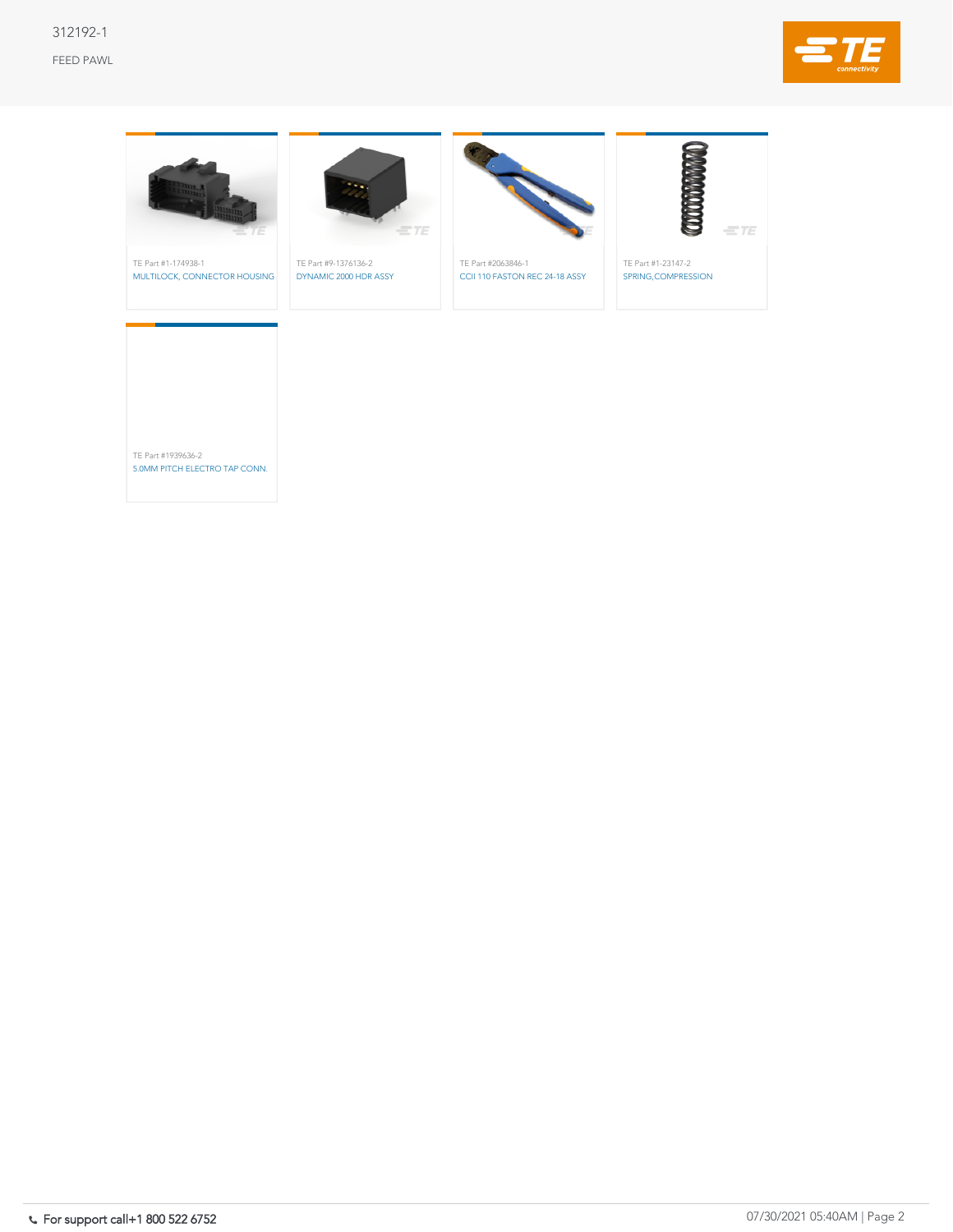TE Part #1-174938-1
MULTILOCK, CONNECTOR HOUSING

TE Part #9-1376136-2
DYNAMIC 2000 HDR ASSY

TE Part #2063846-1
CCII 110 FASTON REC 24-18 ASSY

TE Part #1-23147-2
SPRING,COMPRESSION

TE Part #1939636-2
5.0MM PITCH ELECTRO TAP CONN.